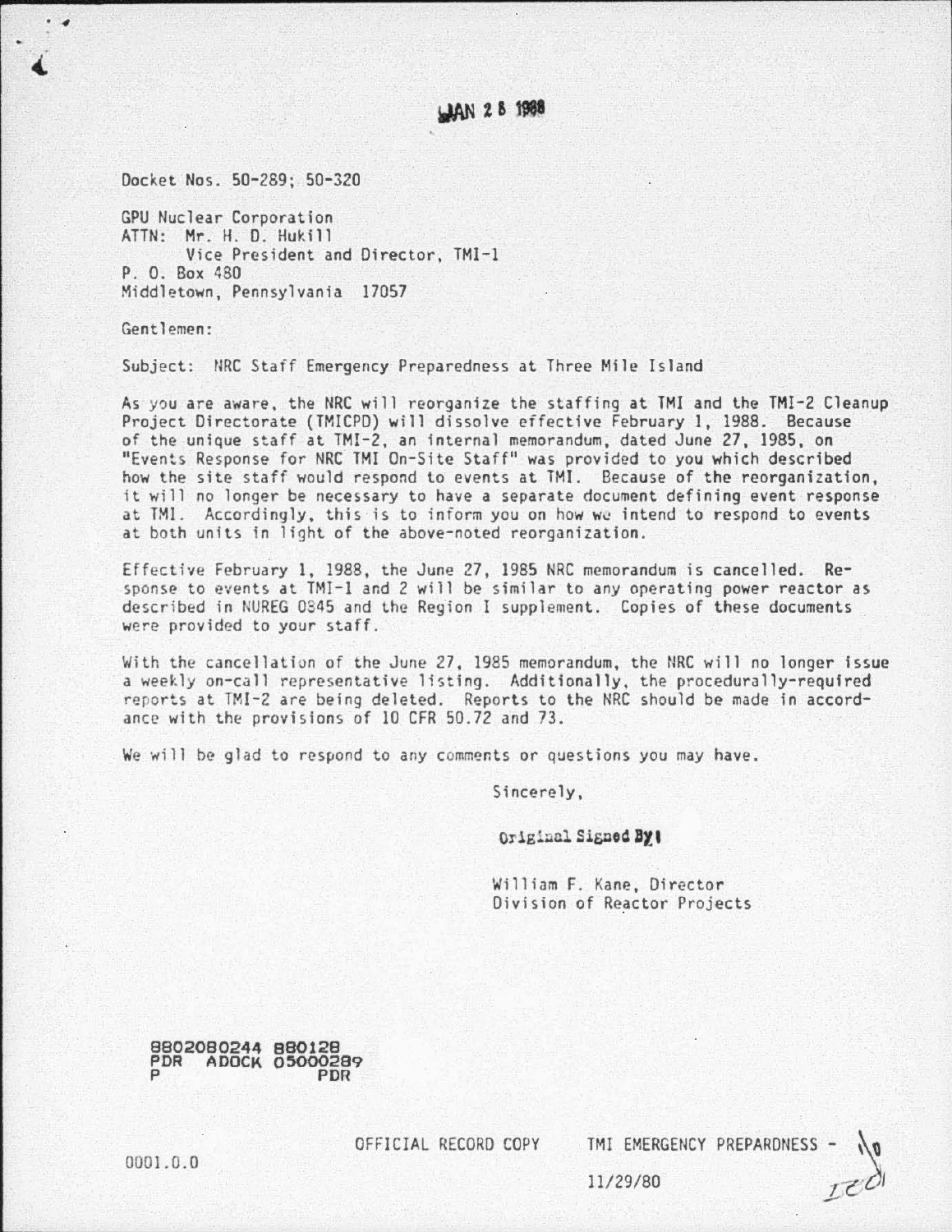JAN 28 1988

Docket Nos. 50-289; 50-320

GPU Nuclear Corporation
ATTN: Mr. H. D. Hukill
Vice President and Director, TMI-1
P. O. Box 480
Middletown, Pennsylvania 17057

Gentlemen:

Subject: NRC Staff Emergency Preparedness at Three Mile Island

As you are aware, the NRC will reorganize the staffing at TMI and the TMI-2 Cleanup Project Directorate (TMICPD) will dissolve effective February 1, 1988. Because of the unique staff at TMI-2, an internal memorandum, dated June 27, 1985, on "Events Response for NRC TMI On-Site Staff" was provided to you which described how the site staff would respond to events at TMI. Because of the reorganization, it will no longer be necessary to have a separate document defining event response at TMI. Accordingly, this is to inform you on how we intend to respond to events at both units in light of the above-noted reorganization.

Effective February 1, 1988, the June 27, 1985 NRC memorandum is cancelled. Response to events at TMI-1 and 2 will be similar to any operating power reactor as described in NUREG 0845 and the Region I supplement. Copies of these documents were provided to your staff.

With the cancellation of the June 27, 1985 memorandum, the NRC will no longer issue a weekly on-call representative listing. Additionally, the procedurally-required reports at TMI-2 are being deleted. Reports to the NRC should be made in accordance with the provisions of 10 CFR 50.72 and 73.

We will be glad to respond to any comments or questions you may have.

Sincerely,

Original Signed By:

William F. Kane, Director
Division of Reactor Projects

8802080244 880128
PDR ADOCK 05000289
P PDR

0001.0.0

OFFICIAL RECORD COPY TMI EMERGENCY PREPARDNESS -

11/29/80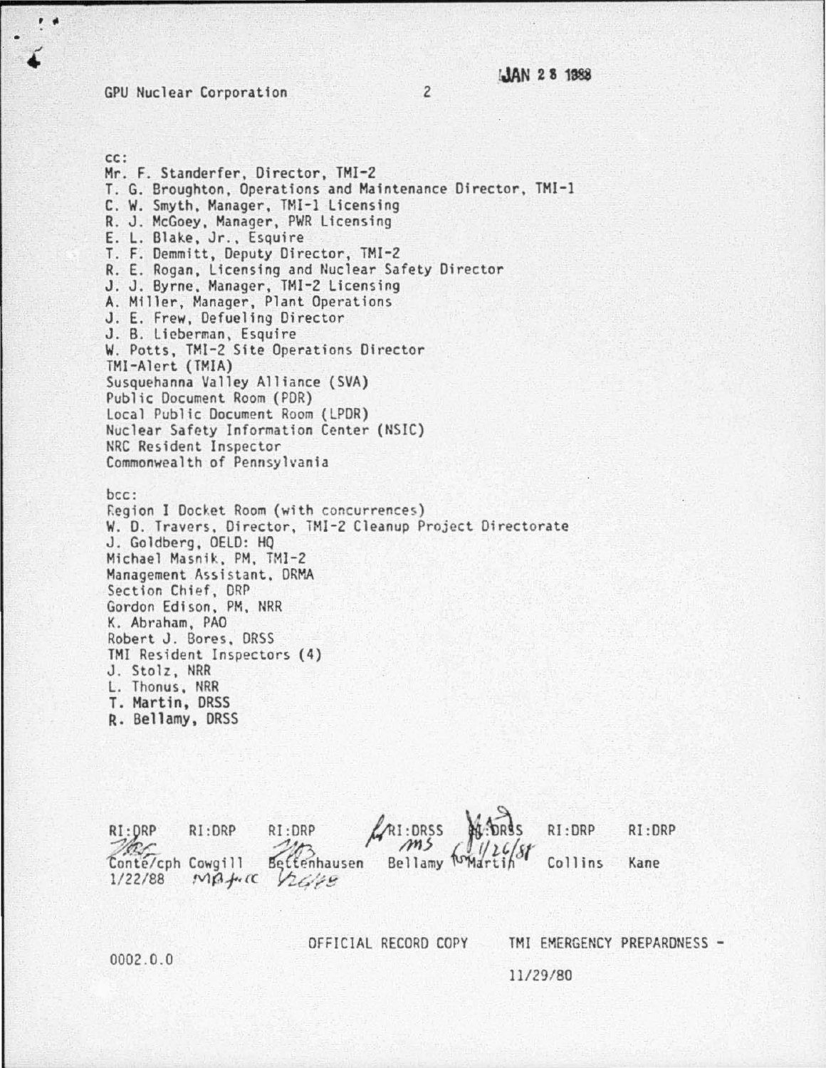JAN 28 1988

GPU Nuclear Corporation

cc:
Mr. F. Standerfer, Director, TMI-2
T. G. Broughton, Operations and Maintenance Director, TMI-1
C. W. Smyth, Manager, TMI-1 Licensing
R. J. McGoey, Manager, PWR Licensing
E. L. Blake, Jr., Esquire
T. F. Demmitt, Deputy Director, TMI-2
R. E. Rogan, Licensing and Nuclear Safety Director
J. J. Byrne, Manager, TMI-2 Licensing
A. Miller, Manager, Plant Operations
J. E. Frew, Defueling Director
J. B. Lieberman, Esquire
W. Potts, TMI-2 Site Operations Director
TMI-Alert (TMIA)
Susquehanna Valley Alliance (SVA)
Public Document Room (PDR)
Local Public Document Room (LPDR)
Nuclear Safety Information Center (NSIC)
NRC Resident Inspector
Commonwealth of Pennsylvania

bcc:
Region I Docket Room (with concurrences)
W. D. Travers, Director, TMI-2 Cleanup Project Directorate
J. Goldberg, OELD: HQ
Michael Masnik, PM, TMI-2
Management Assistant, DRMA
Section Chief, DRP
Gordon Edison, PM, NRR
K. Abraham, PAO
Robert J. Bores, DRSS
TMI Resident Inspectors (4)
J. Stolz, NRR
L. Thonus, NRR
T. Martin, DRSS
R. Bellamy, DRSS

| RI:DRP | RI:DRP | RI:DRP | RI:DRSS | RI:DRSS | RI:DRP | RI:DRP |
|---|---|---|---|---|---|---|
| Conte/cph | Cowgill | Bettenhausen | Bellamy | Martin | Collins | Kane |
| 1/22/88 | | 1/26/88 | | 1/26/88 | | |

OFFICIAL RECORD COPY TMI EMERGENCY PREPARDNESS - 11/29/80

0002.0.0